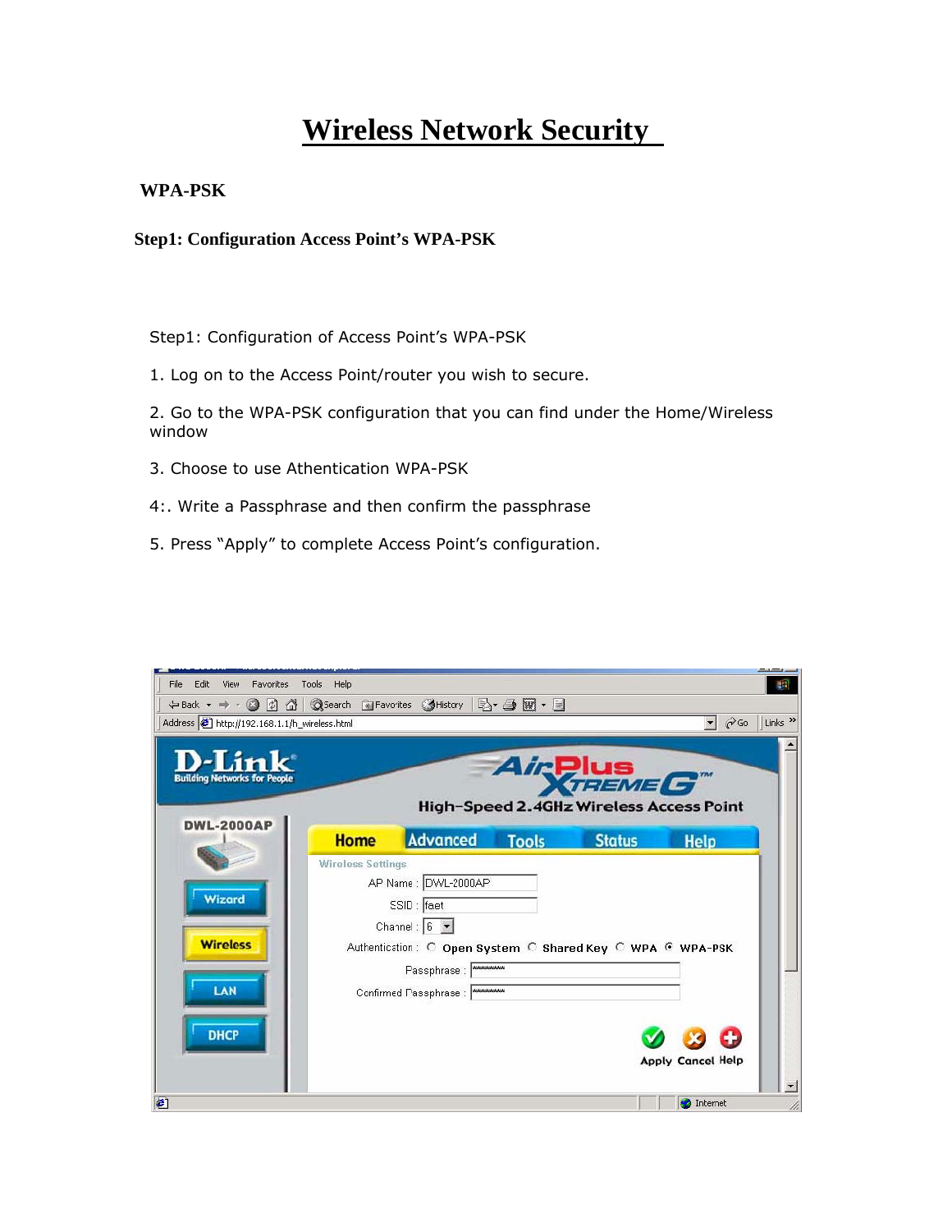# Wireless Network Security

## WPA-PSK

### Step1: Configuration Access Point's WPA-PSK

Step1: Configuration of Access Point's WPA-PSK

1. Log on to the Access Point/router you wish to secure.

2. Go to the WPA-PSK configuration that you can find under the Home/Wireless window

3. Choose to use Athentication WPA-PSK

4:. Write a Passphrase and then confirm the passphrase

5. Press "Apply" to complete Access Point's configuration.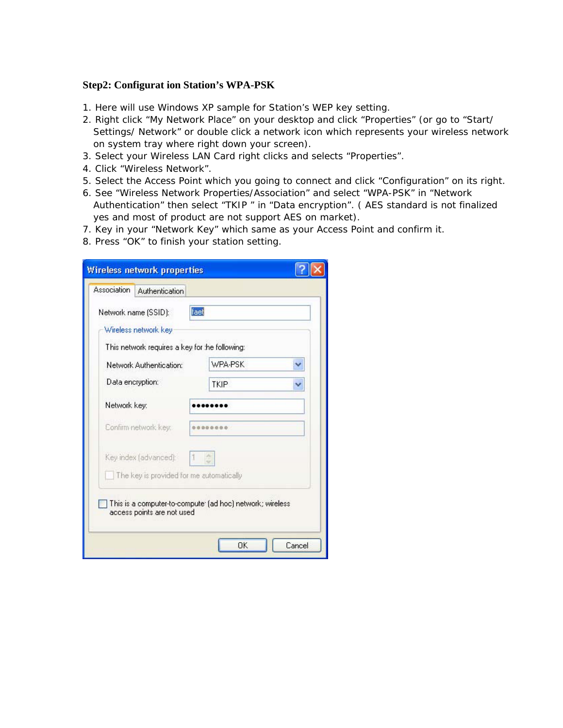**Step2: Configurat ion Station's WPA-PSK**

1. Here will use Windows XP sample for Station's WEP key setting.
2. Right click "My Network Place" on your desktop and click "Properties" (or go to "Start/ Settings/ Network" or double click a network icon which represents your wireless network on system tray where right down your screen).
3. Select your Wireless LAN Card right clicks and selects "Properties".
4. Click "Wireless Network".
5. Select the Access Point which you going to connect and click "Configuration" on its right.
6. See "Wireless Network Properties/Association" and select "WPA-PSK" in "Network Authentication" then select "TKIP " in "Data encryption". ( AES standard is not finalized yes and most of product are not support AES on market).
7. Key in your "Network Key" which same as your Access Point and confirm it.
8. Press "OK" to finish your station setting.

Wireless network properties

Association | Authentication

Network name (SSID): faet

Wireless network key

This network requires a key for the following:

Network Authentication: WPA-PSK

Data encryption: TKIP

Network key: ••••••••

Confirm network key: ••••••••

Key index (advanced): 1

The key is provided for me automatically

This is a computer-to-computer (ad hoc) network; wireless access points are not used

OK | Cancel